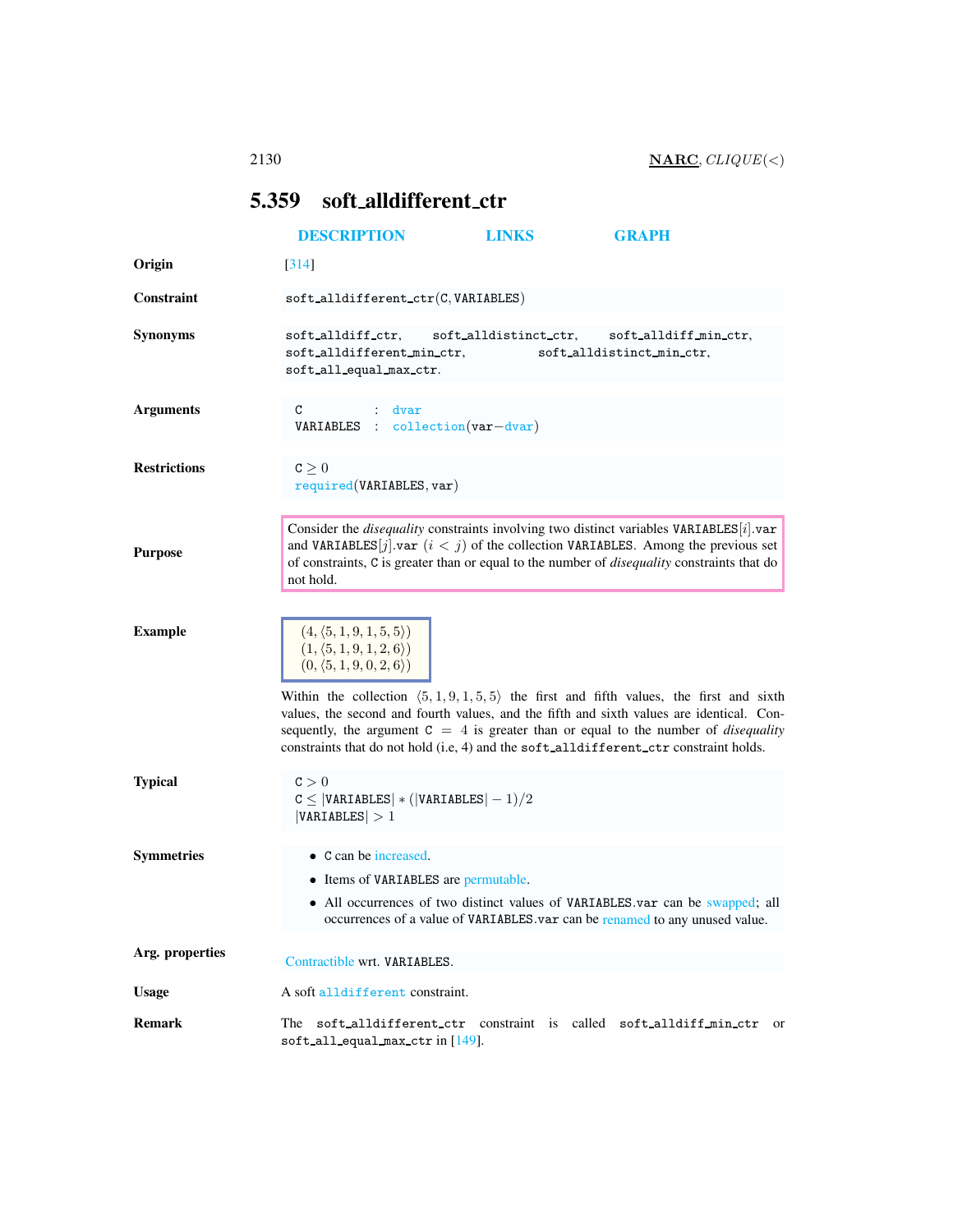## 5.359 soft_alldifferent_ctr

DESCRIPTION LINKS GRAPH

**Origin** [314]

**Constraint** soft_alldifferent_ctr(C, VARIABLES)

**Synonyms** soft_alldiff_ctr, soft_alldistinct_ctr, soft_alldiff_min_ctr, soft_alldifferent_min_ctr, soft_alldistinct_min_ctr, soft_all_equal_max_ctr.

**Arguments**

```
C         : dvar
VARIABLES : collection(var-dvar)
```

**Restrictions**

$\texttt{C} \geq 0$
required(VARIABLES, var)

**Purpose**

Consider the *disequality* constraints involving two distinct variables VARIABLES[$i$].var and VARIABLES[$j$].var ($i < j$) of the collection VARIABLES. Among the previous set of constraints, C is greater than or equal to the number of *disequality* constraints that do not hold.

**Example**

$(4, \langle 5, 1, 9, 1, 5, 5 \rangle)$
$(1, \langle 5, 1, 9, 1, 2, 6 \rangle)$
$(0, \langle 5, 1, 9, 0, 2, 6 \rangle)$

Within the collection $\langle 5, 1, 9, 1, 5, 5 \rangle$ the first and fifth values, the first and sixth values, the second and fourth values, and the fifth and sixth values are identical. Consequently, the argument $\texttt{C} = 4$ is greater than or equal to the number of *disequality* constraints that do not hold (i.e, 4) and the soft_alldifferent_ctr constraint holds.

**Typical**

$\texttt{C} > 0$
$\texttt{C} \leq |\texttt{VARIABLES}| * (|\texttt{VARIABLES}| - 1)/2$
$|\texttt{VARIABLES}| > 1$

**Symmetries**

- C can be increased.
- Items of VARIABLES are permutable.
- All occurrences of two distinct values of VARIABLES.var can be swapped; all occurrences of a value of VARIABLES.var can be renamed to any unused value.

**Arg. properties**

Contractible wrt. VARIABLES.

**Usage** A soft alldifferent constraint.

**Remark** The soft_alldifferent_ctr constraint is called soft_alldiff_min_ctr or soft_all_equal_max_ctr in [149].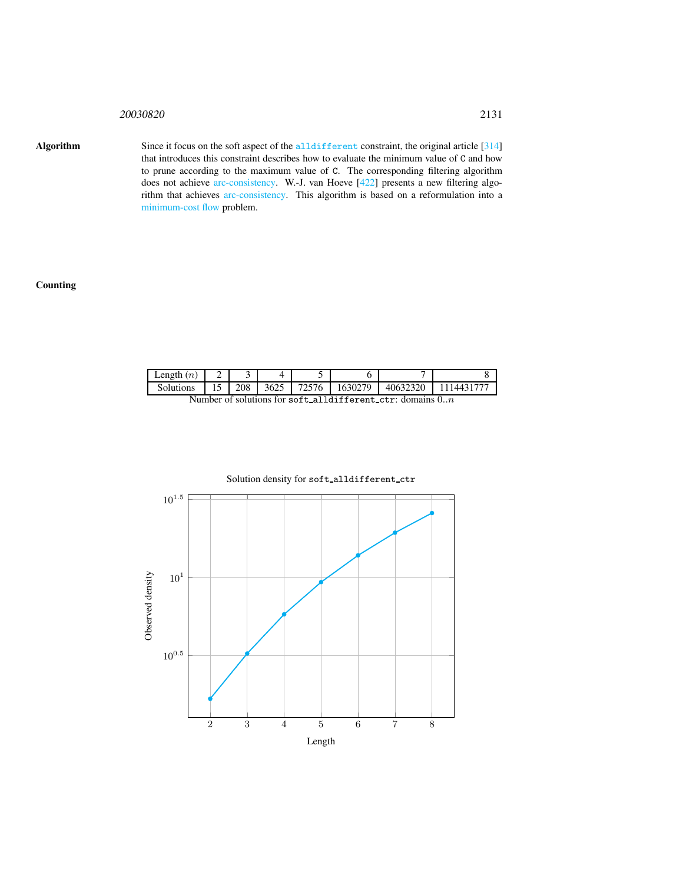**Algorithm**

Since it focus on the soft aspect of the `alldifferent` constraint, the original article [314] that introduces this constraint describes how to evaluate the minimum value of `C` and how to prune according to the maximum value of `C`. The corresponding filtering algorithm does not achieve arc-consistency. W.-J. van Hoeve [422] presents a new filtering algorithm that achieves arc-consistency. This algorithm is based on a reformulation into a minimum-cost flow problem.

**Counting**

| Length ($n$) | 2 | 3 | 4 | 5 | 6 | 7 | 8 |
|---|---|---|---|---|---|---|---|
| Solutions | 15 | 208 | 3625 | 72576 | 1630279 | 40632320 | 1114431777 |

Number of solutions for `soft_alldifferent_ctr`: domains $0..n$

Solution density for `soft_alldifferent_ctr`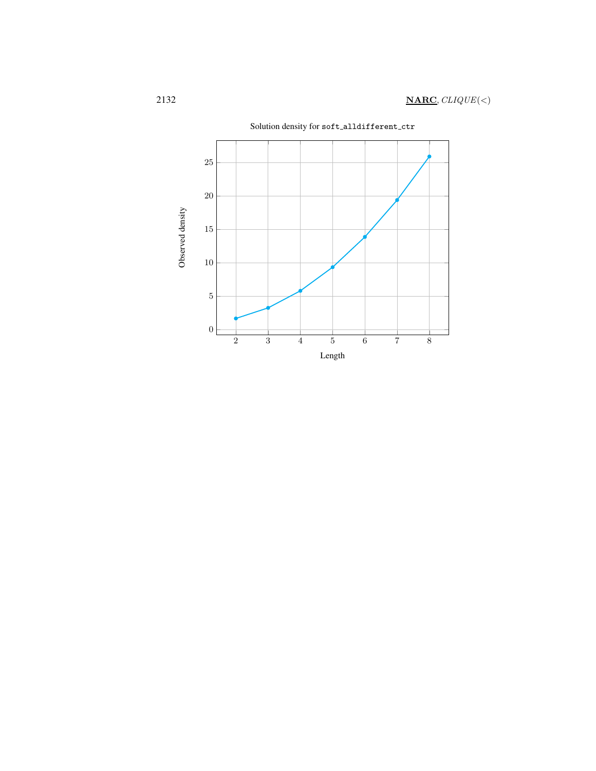Solution density for `soft_alldifferent_ctr`

| Length | Observed density |
| --- | --- |
| 2 | 1.7 |
| 3 | 3.3 |
| 4 | 5.8 |
| 5 | 9.4 |
| 6 | 13.9 |
| 7 | 19.4 |
| 8 | 25.9 |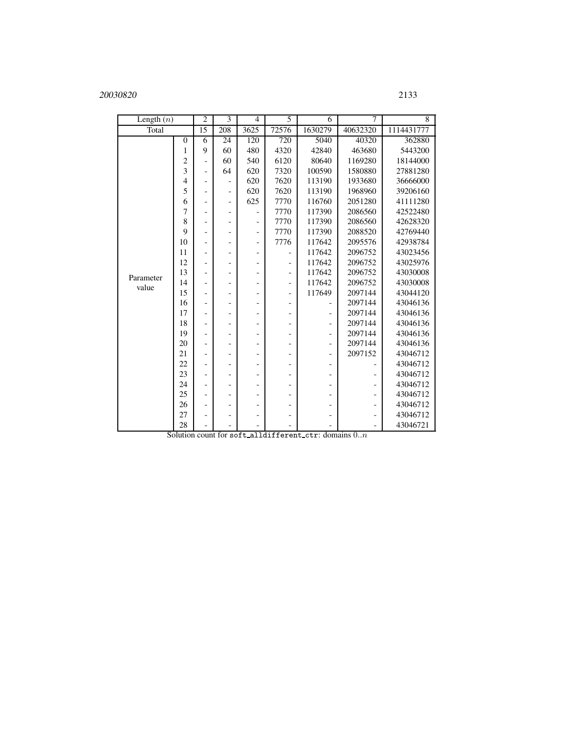| Length ($n$) | | 2 | 3 | 4 | 5 | 6 | 7 | 8 |
|---|---|---|---|---|---|---|---|---|
| Total | | 15 | 208 | 3625 | 72576 | 1630279 | 40632320 | 1114431777 |
| Parameter value | 0 | 6 | 24 | 120 | 720 | 5040 | 40320 | 362880 |
| | 1 | 9 | 60 | 480 | 4320 | 42840 | 463680 | 5443200 |
| | 2 | - | 60 | 540 | 6120 | 80640 | 1169280 | 18144000 |
| | 3 | - | 64 | 620 | 7320 | 100590 | 1580880 | 27881280 |
| | 4 | - | - | 620 | 7620 | 113190 | 1933680 | 36666000 |
| | 5 | - | - | 620 | 7620 | 113190 | 1968960 | 39206160 |
| | 6 | - | - | 625 | 7770 | 116760 | 2051280 | 41111280 |
| | 7 | - | - | - | 7770 | 117390 | 2086560 | 42522480 |
| | 8 | - | - | - | 7770 | 117390 | 2086560 | 42628320 |
| | 9 | - | - | - | 7770 | 117390 | 2088520 | 42769440 |
| | 10 | - | - | - | 7776 | 117642 | 2095576 | 42938784 |
| | 11 | - | - | - | - | 117642 | 2096752 | 43023456 |
| | 12 | - | - | - | - | 117642 | 2096752 | 43025976 |
| | 13 | - | - | - | - | 117642 | 2096752 | 43030008 |
| | 14 | - | - | - | - | 117642 | 2096752 | 43030008 |
| | 15 | - | - | - | - | 117649 | 2097144 | 43044120 |
| | 16 | - | - | - | - | - | 2097144 | 43046136 |
| | 17 | - | - | - | - | - | 2097144 | 43046136 |
| | 18 | - | - | - | - | - | 2097144 | 43046136 |
| | 19 | - | - | - | - | - | 2097144 | 43046136 |
| | 20 | - | - | - | - | - | 2097144 | 43046136 |
| | 21 | - | - | - | - | - | 2097152 | 43046712 |
| | 22 | - | - | - | - | - | - | 43046712 |
| | 23 | - | - | - | - | - | - | 43046712 |
| | 24 | - | - | - | - | - | - | 43046712 |
| | 25 | - | - | - | - | - | - | 43046712 |
| | 26 | - | - | - | - | - | - | 43046712 |
| | 27 | - | - | - | - | - | - | 43046712 |
| | 28 | - | - | - | - | - | - | 43046721 |

Solution count for `soft_alldifferent_ctr`: domains $0..n$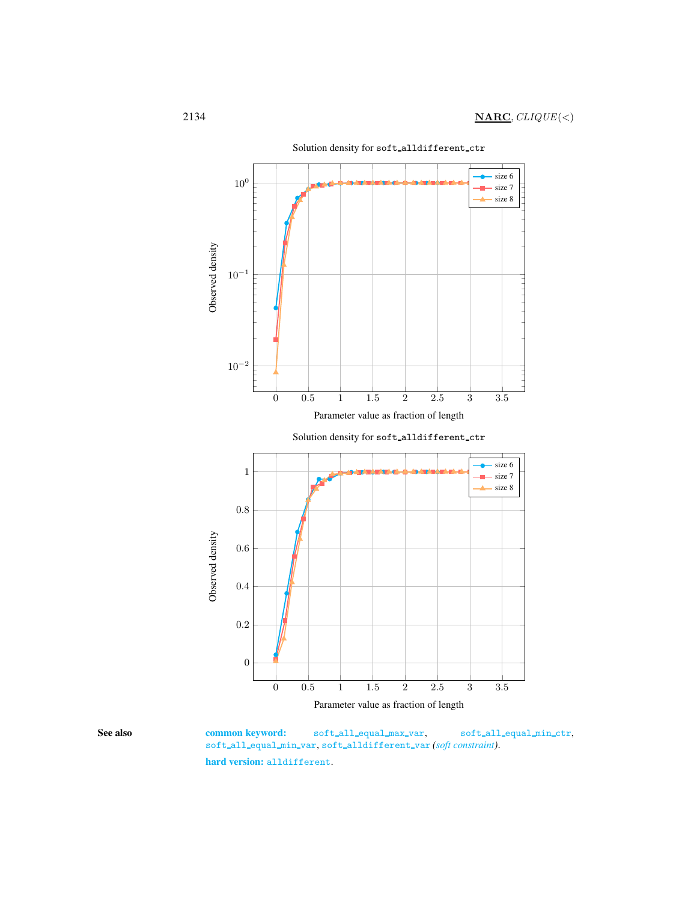Solution density for `soft_alldifferent_ctr`

Solution density for `soft_alldifferent_ctr`

**See also** **common keyword:** `soft_all_equal_max_var`, `soft_all_equal_min_ctr`, `soft_all_equal_min_var`, `soft_alldifferent_var` *(soft constraint)*.

**hard version:** `alldifferent`.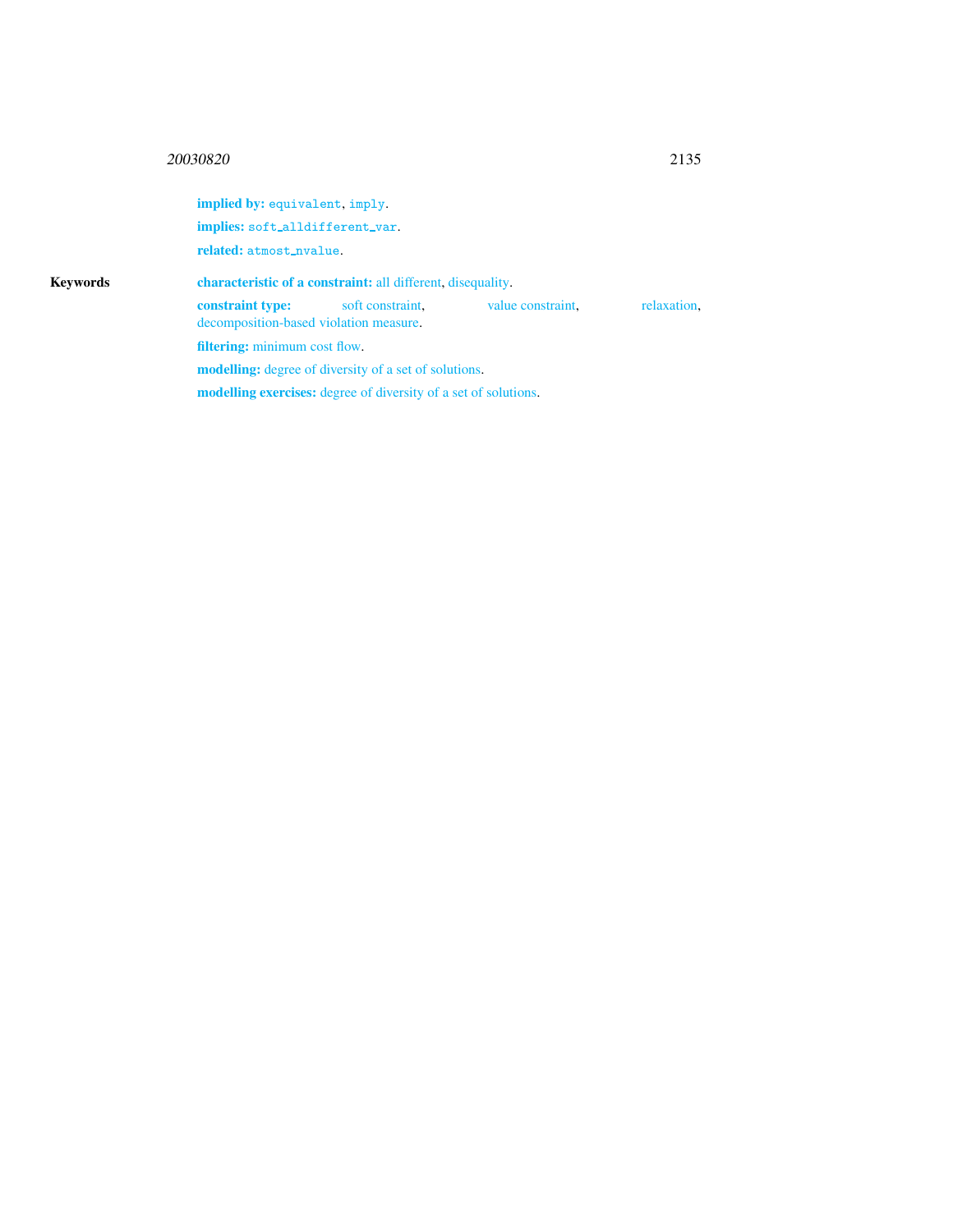**implied by:** `equivalent`, `imply`.

**implies:** `soft_alldifferent_var`.

**related:** `atmost_nvalue`.

**Keywords**

**characteristic of a constraint:** all different, disequality.

**constraint type:** soft constraint, value constraint, relaxation, decomposition-based violation measure.

**filtering:** minimum cost flow.

**modelling:** degree of diversity of a set of solutions.

**modelling exercises:** degree of diversity of a set of solutions.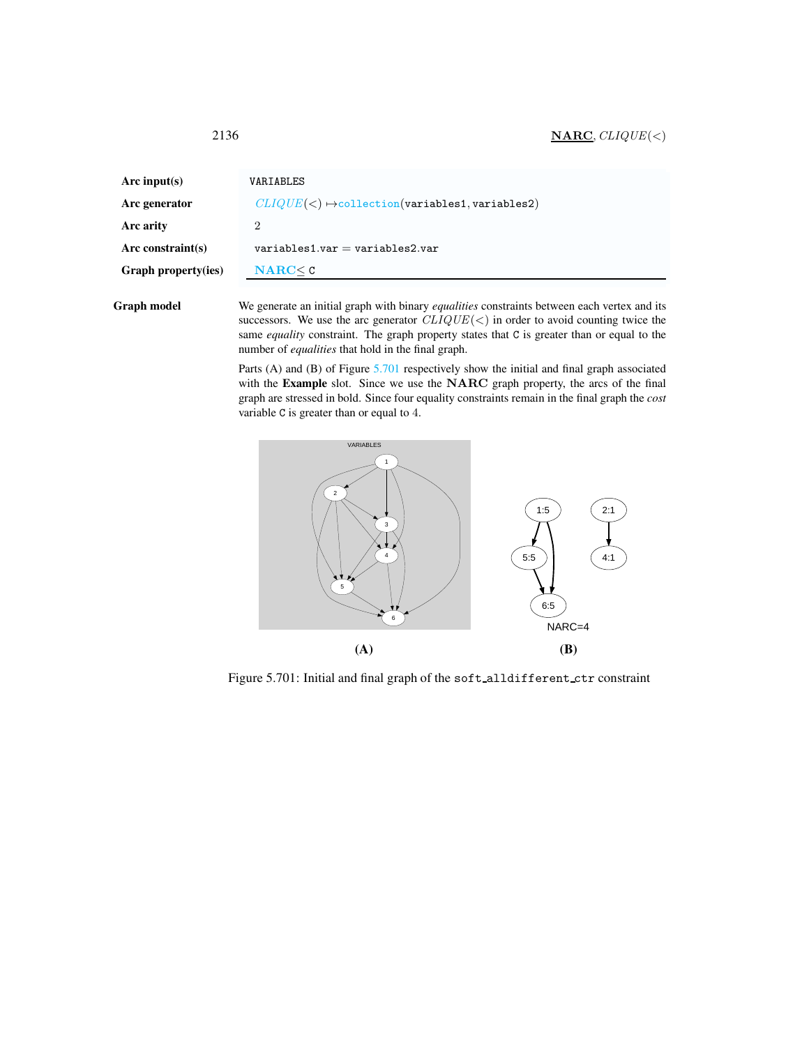| | |
|---|---|
| **Arc input(s)** | VARIABLES |
| **Arc generator** | $CLIQUE(<) \mapsto$ collection(variables1, variables2) |
| **Arc arity** | 2 |
| **Arc constraint(s)** | variables1.var = variables2.var |
| **Graph property(ies)** | **NARC** $\leq$ C |

**Graph model** We generate an initial graph with binary *equalities* constraints between each vertex and its successors. We use the arc generator $CLIQUE(<)$ in order to avoid counting twice the same *equality* constraint. The graph property states that C is greater than or equal to the number of *equalities* that hold in the final graph.

Parts (A) and (B) of Figure 5.701 respectively show the initial and final graph associated with the **Example** slot. Since we use the **NARC** graph property, the arcs of the final graph are stressed in bold. Since four equality constraints remain in the final graph the *cost* variable C is greater than or equal to 4.

VARIABLES

1
2
3
4
5
6

1:5
2:1
5:5
4:1
6:5
NARC=4

**(A)** **(B)**

Figure 5.701: Initial and final graph of the soft_alldifferent_ctr constraint